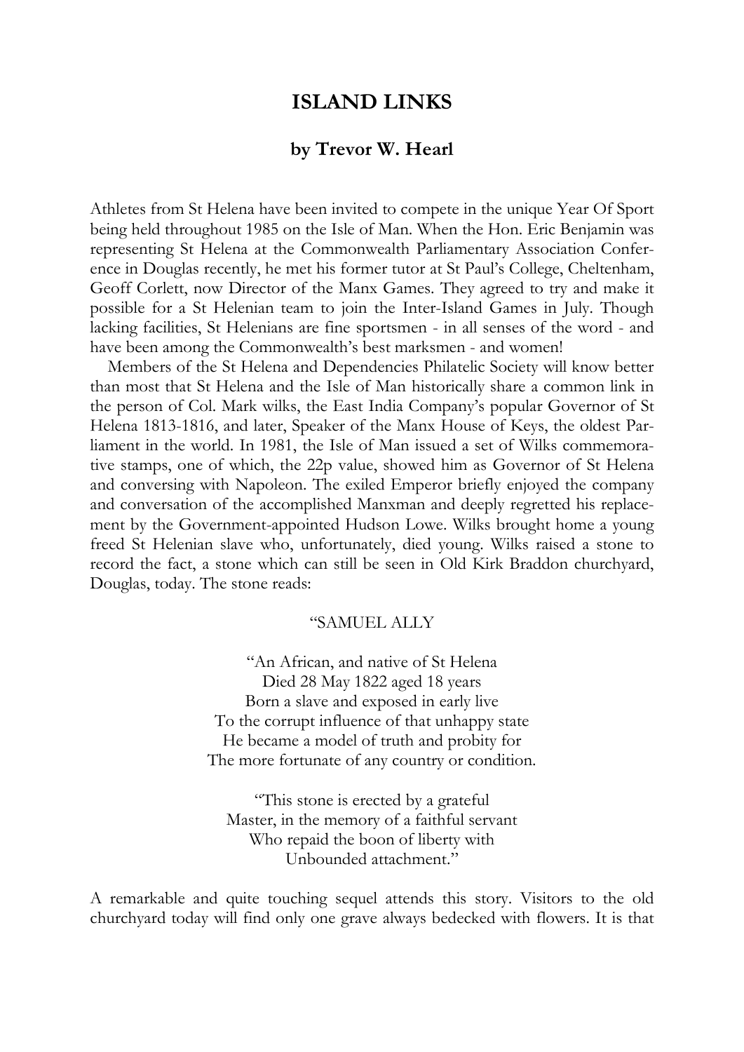# ISLAND LINKS

### by Trevor W. Hearl

Athletes from St Helena have been invited to compete in the unique Year Of Sport being held throughout 1985 on the Isle of Man. When the Hon. Eric Benjamin was representing St Helena at the Commonwealth Parliamentary Association Conference in Douglas recently, he met his former tutor at St Paul's College, Cheltenham, Geoff Corlett, now Director of the Manx Games. They agreed to try and make it possible for a St Helenian team to join the Inter-Island Games in July. Though lacking facilities, St Helenians are fine sportsmen - in all senses of the word - and have been among the Commonwealth's best marksmen - and women!

Members of the St Helena and Dependencies Philatelic Society will know better than most that St Helena and the Isle of Man historically share a common link in the person of Col. Mark wilks, the East India Company's popular Governor of St Helena 1813-1816, and later, Speaker of the Manx House of Keys, the oldest Parliament in the world. In 1981, the Isle of Man issued a set of Wilks commemorative stamps, one of which, the 22p value, showed him as Governor of St Helena and conversing with Napoleon. The exiled Emperor briefly enjoyed the company and conversation of the accomplished Manxman and deeply regretted his replacement by the Government-appointed Hudson Lowe. Wilks brought home a young freed St Helenian slave who, unfortunately, died young. Wilks raised a stone to record the fact, a stone which can still be seen in Old Kirk Braddon churchyard, Douglas, today. The stone reads:

"SAMUEL ALLY

"An African, and native of St Helena  
Died 28 May 1822 aged 18 years  
Born a slave and exposed in early live  
To the corrupt influence of that unhappy state  
He became a model of truth and probity for  
The more fortunate of any country or condition.

"This stone is erected by a grateful  
Master, in the memory of a faithful servant  
Who repaid the boon of liberty with  
Unbounded attachment."

A remarkable and quite touching sequel attends this story. Visitors to the old churchyard today will find only one grave always bedecked with flowers. It is that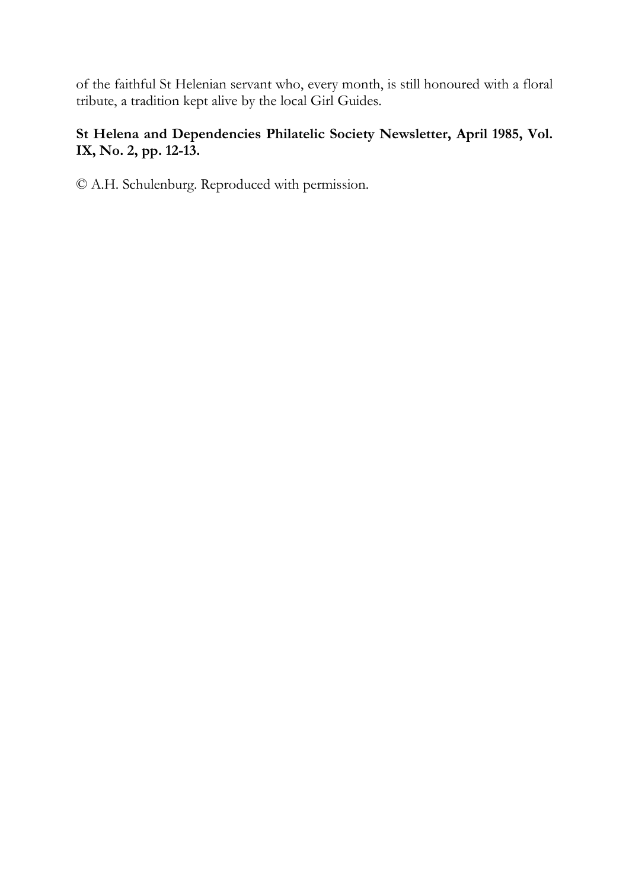of the faithful St Helenian servant who, every month, is still honoured with a floral tribute, a tradition kept alive by the local Girl Guides.

**St Helena and Dependencies Philatelic Society Newsletter, April 1985, Vol. IX, No. 2, pp. 12-13.**

© A.H. Schulenburg. Reproduced with permission.